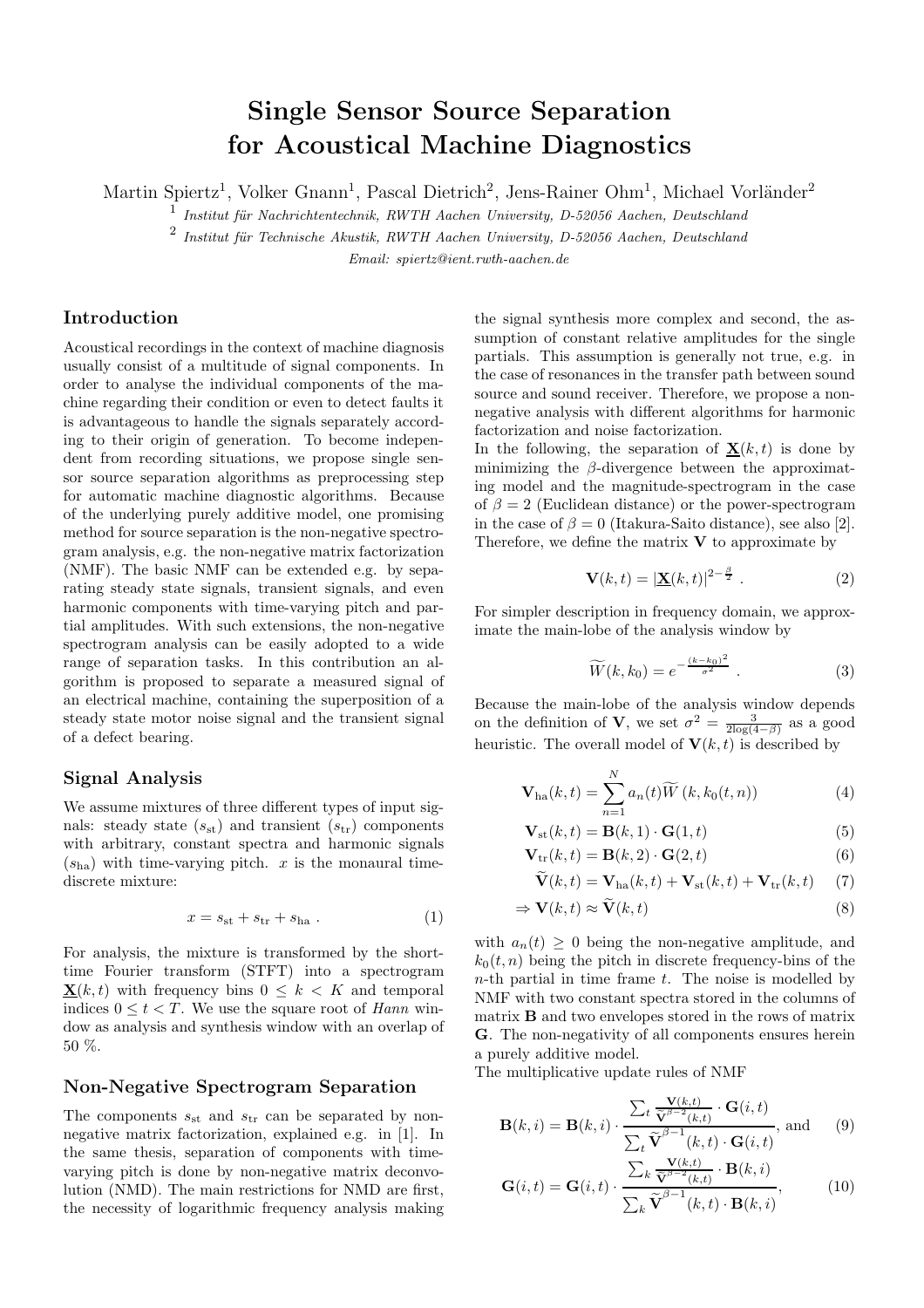# Single Sensor Source Separation for Acoustical Machine Diagnostics

Martin Spiertz[1], Volker Gnann[1], Pascal Dietrich[2], Jens-Rainer Ohm[1], Michael Vorländer[2]

[1] *Institut für Nachrichtentechnik, RWTH Aachen University, D-52056 Aachen, Deutschland*

[2] *Institut für Technische Akustik, RWTH Aachen University, D-52056 Aachen, Deutschland*

*Email: spiertz@ient.rwth-aachen.de*

## Introduction

Acoustical recordings in the context of machine diagnosis usually consist of a multitude of signal components. In order to analyse the individual components of the machine regarding their condition or even to detect faults it is advantageous to handle the signals separately according to their origin of generation. To become independent from recording situations, we propose single sensor source separation algorithms as preprocessing step for automatic machine diagnostic algorithms. Because of the underlying purely additive model, one promising method for source separation is the non-negative spectrogram analysis, e.g. the non-negative matrix factorization (NMF). The basic NMF can be extended e.g. by separating steady state signals, transient signals, and even harmonic components with time-varying pitch and partial amplitudes. With such extensions, the non-negative spectrogram analysis can be easily adopted to a wide range of separation tasks. In this contribution an algorithm is proposed to separate a measured signal of an electrical machine, containing the superposition of a steady state motor noise signal and the transient signal of a defect bearing.

## Signal Analysis

We assume mixtures of three different types of input signals: steady state ($s_{\text{st}}$) and transient ($s_{\text{tr}}$) components with arbitrary, constant spectra and harmonic signals ($s_{\text{ha}}$) with time-varying pitch. $x$ is the monaural time-discrete mixture:

$$x = s_{\text{st}} + s_{\text{tr}} + s_{\text{ha}} \ . \tag{1}$$

For analysis, the mixture is transformed by the short-time Fourier transform (STFT) into a spectrogram $\underline{\mathbf{X}}(k,t)$ with frequency bins $0 \leq k < K$ and temporal indices $0 \leq t < T$. We use the square root of *Hann* window as analysis and synthesis window with an overlap of 50 %.

## Non-Negative Spectrogram Separation

The components $s_{\text{st}}$ and $s_{\text{tr}}$ can be separated by non-negative matrix factorization, explained e.g. in [1]. In the same thesis, separation of components with time-varying pitch is done by non-negative matrix deconvolution (NMD). The main restrictions for NMD are first, the necessity of logarithmic frequency analysis making the signal synthesis more complex and second, the assumption of constant relative amplitudes for the single partials. This assumption is generally not true, e.g. in the case of resonances in the transfer path between sound source and sound receiver. Therefore, we propose a non-negative analysis with different algorithms for harmonic factorization and noise factorization.

In the following, the separation of $\underline{\mathbf{X}}(k,t)$ is done by minimizing the $\beta$-divergence between the approximating model and the magnitude-spectrogram in the case of $\beta = 2$ (Euclidean distance) or the power-spectrogram in the case of $\beta = 0$ (Itakura-Saito distance), see also [2]. Therefore, we define the matrix $\mathbf{V}$ to approximate by

$$\mathbf{V}(k,t) = |\underline{\mathbf{X}}(k,t)|^{2-\frac{\beta}{2}} \ . \tag{2}$$

For simpler description in frequency domain, we approximate the main-lobe of the analysis window by

$$\widetilde{W}(k,k_0) = e^{-\frac{(k-k_0)^2}{\sigma^2}} \ . \tag{3}$$

Because the main-lobe of the analysis window depends on the definition of $\mathbf{V}$, we set $\sigma^2 = \frac{3}{2\log(4-\beta)}$ as a good heuristic. The overall model of $\mathbf{V}(k,t)$ is described by

$$\mathbf{V}_{\text{ha}}(k,t) = \sum_{n=1}^{N} a_n(t)\widetilde{W}\left(k, k_0(t,n)\right) \tag{4}$$

$$\mathbf{V}_{\text{st}}(k,t) = \mathbf{B}(k,1) \cdot \mathbf{G}(1,t) \tag{5}$$

$$\mathbf{V}_{\text{tr}}(k,t) = \mathbf{B}(k,2) \cdot \mathbf{G}(2,t) \tag{6}$$

$$\widetilde{\mathbf{V}}(k,t) = \mathbf{V}_{\text{ha}}(k,t) + \mathbf{V}_{\text{st}}(k,t) + \mathbf{V}_{\text{tr}}(k,t) \tag{7}$$

$$\Rightarrow \mathbf{V}(k,t) \approx \widetilde{\mathbf{V}}(k,t) \tag{8}$$

with $a_n(t) \geq 0$ being the non-negative amplitude, and $k_0(t,n)$ being the pitch in discrete frequency-bins of the $n$-th partial in time frame $t$. The noise is modelled by NMF with two constant spectra stored in the columns of matrix $\mathbf{B}$ and two envelopes stored in the rows of matrix $\mathbf{G}$. The non-negativity of all components ensures herein a purely additive model.

The multiplicative update rules of NMF

$$\mathbf{B}(k,i) = \mathbf{B}(k,i) \cdot \frac{\sum_t \frac{\mathbf{V}(k,t)}{\widetilde{\mathbf{V}}^{\beta-2}(k,t)} \cdot \mathbf{G}(i,t)}{\sum_t \widetilde{\mathbf{V}}^{\beta-1}(k,t) \cdot \mathbf{G}(i,t)}, \text{ and} \tag{9}$$

$$\mathbf{G}(i,t) = \mathbf{G}(i,t) \cdot \frac{\sum_k \frac{\mathbf{V}(k,t)}{\widetilde{\mathbf{V}}^{\beta-2}(k,t)} \cdot \mathbf{B}(k,i)}{\sum_k \widetilde{\mathbf{V}}^{\beta-1}(k,t) \cdot \mathbf{B}(k,i)}, \tag{10}$$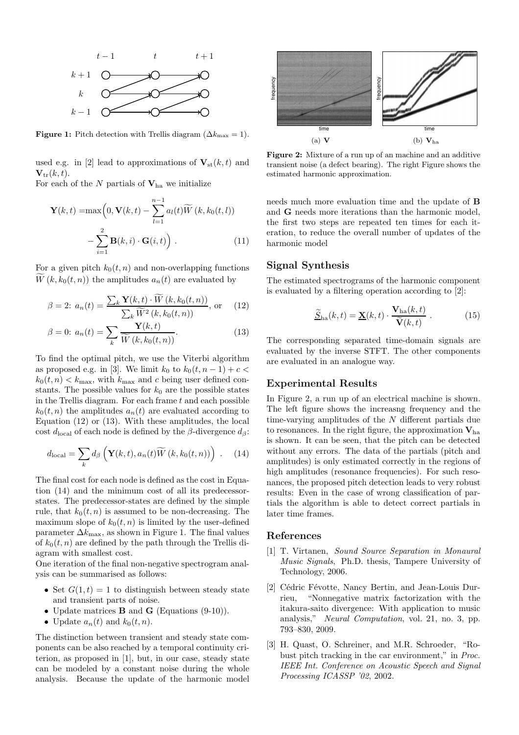$t-1$ $t$ $t+1$

$k+1$

$k$

$k-1$

**Figure 1:** Pitch detection with Trellis diagram ($\Delta k_{\max} = 1$).

used e.g. in [2] lead to approximations of $\mathbf{V}_{\text{st}}(k,t)$ and $\mathbf{V}_{\text{tr}}(k,t)$.

For each of the $N$ partials of $\mathbf{V}_{\text{ha}}$ we initialize

$$\mathbf{Y}(k,t) = \max\Big(0, \mathbf{V}(k,t) - \sum_{l=1}^{n-1} a_l(t)\widetilde{W}\left(k, k_0(t,l)\right) - \sum_{i=1}^{2} \mathbf{B}(k,i) \cdot \mathbf{G}(i,t)\Big) \ . \tag{11}$$

For a given pitch $k_0(t,n)$ and non-overlapping functions $\widetilde{W}\left(k, k_0(t,n)\right)$ the amplitudes $a_n(t)$ are evaluated by

$$\beta = 2\text{: } a_n(t) = \frac{\sum_k \mathbf{Y}(k,t) \cdot \widetilde{W}\left(k, k_0(t,n)\right)}{\sum_k \widetilde{W}^2\left(k, k_0(t,n)\right)}, \text{ or} \tag{12}$$

$$\beta = 0\text{: } a_n(t) = \sum_k \frac{\mathbf{Y}(k,t)}{\widetilde{W}\left(k, k_0(t,n)\right)}. \tag{13}$$

To find the optimal pitch, we use the Viterbi algorithm as proposed e.g. in [3]. We limit $k_0$ to $k_0(t, n-1) + c < k_0(t,n) < k_{\max}$, with $k_{\max}$ and $c$ being user defined constants. The possible values for $k_0$ are the possible states in the Trellis diagram. For each frame $t$ and each possible $k_0(t,n)$ the amplitudes $a_n(t)$ are evaluated according to Equation (12) or (13). With these amplitudes, the local cost $d_{\text{local}}$ of each node is defined by the $\beta$-divergence $d_\beta$:

$$d_{\text{local}} = \sum_k d_\beta\left(\mathbf{Y}(k,t), a_n(t)\widetilde{W}\left(k, k_0(t,n)\right)\right) \ . \tag{14}$$

The final cost for each node is defined as the cost in Equation (14) and the minimum cost of all its predecessor-states. The predecessor-states are defined by the simple rule, that $k_0(t,n)$ is assumed to be non-decreasing. The maximum slope of $k_0(t,n)$ is limited by the user-defined parameter $\Delta k_{\max}$, as shown in Figure 1. The final values of $k_0(t,n)$ are defined by the path through the Trellis diagram with smallest cost.

One iteration of the final non-negative spectrogram analysis can be summarised as follows:

- Set $G(1,t) = 1$ to distinguish between steady state and transient parts of noise.
- Update matrices $\mathbf{B}$ and $\mathbf{G}$ (Equations (9-10)).
- Update $a_n(t)$ and $k_0(t,n)$.

The distinction between transient and steady state components can be also reached by a temporal continuity criterion, as proposed in [1], but, in our case, steady state can be modeled by a constant noise during the whole analysis. Because the update of the harmonic model needs much more evaluation time and the update of $\mathbf{B}$ and $\mathbf{G}$ needs more iterations than the harmonic model, the first two steps are repeated ten times for each iteration, to reduce the overall number of updates of the harmonic model

frequency

time

(a) $\mathbf{V}$

frequency

time

(b) $\mathbf{V}_{\text{ha}}$

**Figure 2:** Mixture of a run up of an machine and an additive transient noise (a defect bearing). The right Figure shows the estimated harmonic approximation.

## Signal Synthesis

The estimated spectrograms of the harmonic component is evaluated by a filtering operation according to [2]:

$$\underline{\widetilde{S}}_{\text{ha}}(k,t) = \underline{\mathbf{X}}(k,t) \cdot \frac{\mathbf{V}_{\text{ha}}(k,t)}{\widetilde{\mathbf{V}}(k,t)} \ . \tag{15}$$

The corresponding separated time-domain signals are evaluated by the inverse STFT. The other components are evaluated in an analogue way.

## Experimental Results

In Figure 2, a run up of an electrical machine is shown. The left figure shows the increasng frequency and the time-varying amplitudes of the $N$ different partials due to resonances. In the right figure, the approximation $\mathbf{V}_{\text{ha}}$ is shown. It can be seen, that the pitch can be detected without any errors. The data of the partials (pitch and amplitudes) is only estimated correctly in the regions of high amplitudes (resonance frequencies). For such resonances, the proposed pitch detection leads to very robust results: Even in the case of wrong classification of partials the algorithm is able to detect correct partials in later time frames.

## References

[1] T. Virtanen, *Sound Source Separation in Monaural Music Signals*, Ph.D. thesis, Tampere University of Technology, 2006.

[2] Cédric Févotte, Nancy Bertin, and Jean-Louis Durrieu, "Nonnegative matrix factorization with the itakura-saito divergence: With application to music analysis," *Neural Computation*, vol. 21, no. 3, pp. 793–830, 2009.

[3] H. Quast, O. Schreiner, and M.R. Schroeder, "Robust pitch tracking in the car environment," in *Proc. IEEE Int. Conference on Acoustic Speech and Signal Processing ICASSP '02*, 2002.